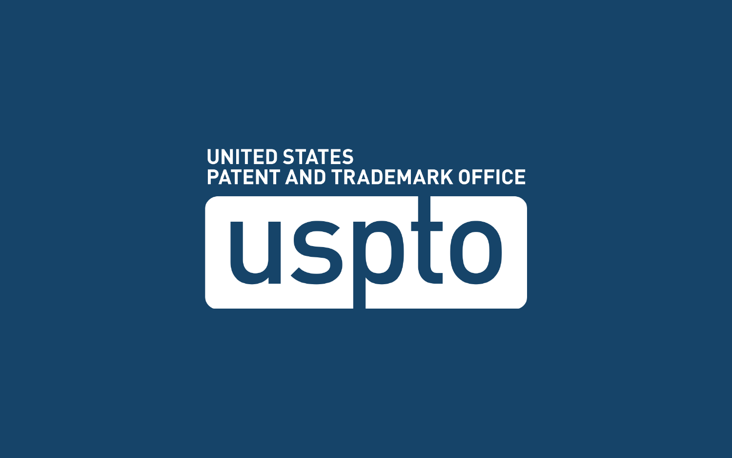UNITED STATES
PATENT AND TRADEMARK OFFICE

uspto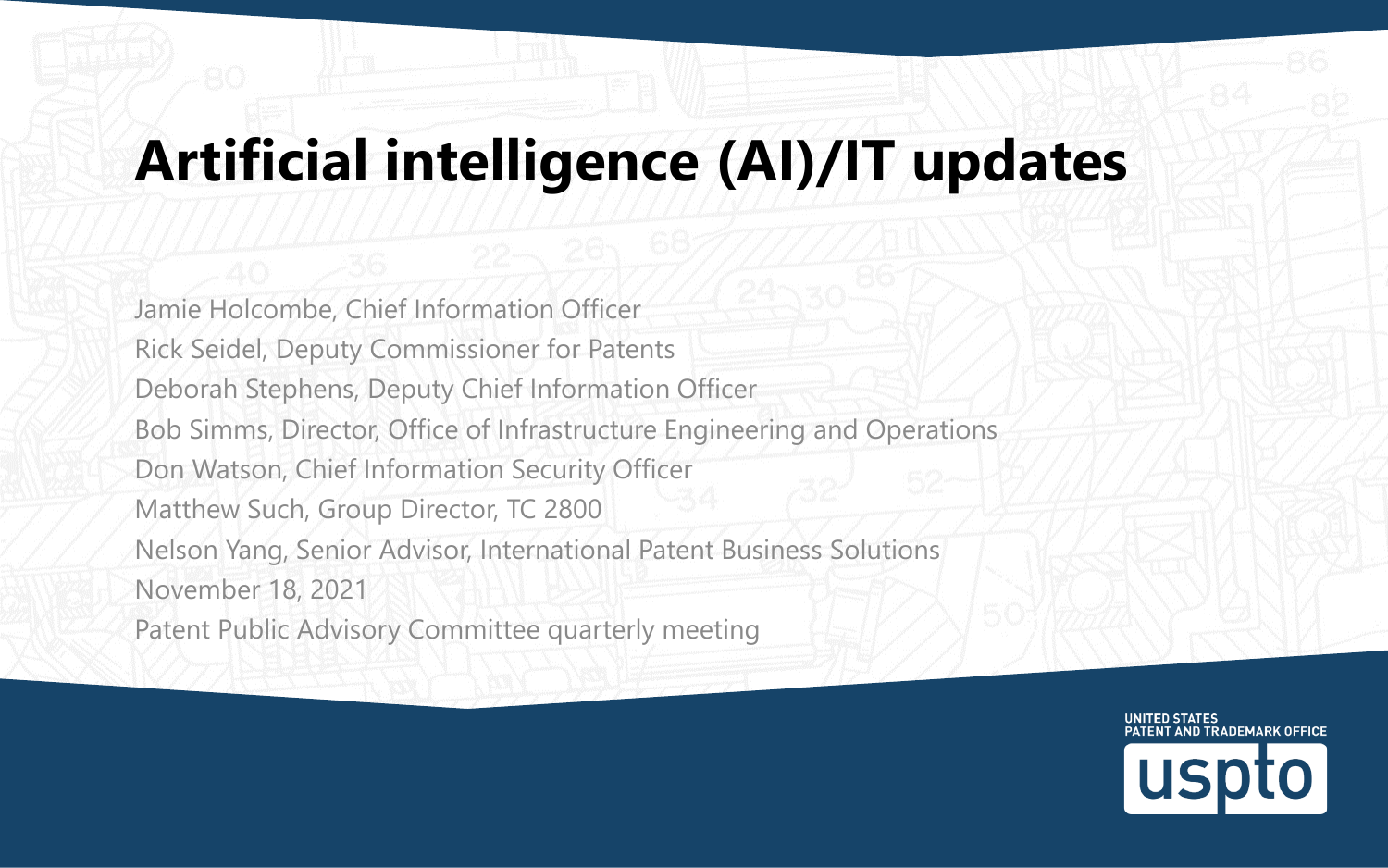# Artificial intelligence (AI)/IT updates

Jamie Holcombe, Chief Information Officer

Rick Seidel, Deputy Commissioner for Patents

Deborah Stephens, Deputy Chief Information Officer

Bob Simms, Director, Office of Infrastructure Engineering and Operations

Don Watson, Chief Information Security Officer

Matthew Such, Group Director, TC 2800

Nelson Yang, Senior Advisor, International Patent Business Solutions

November 18, 2021

Patent Public Advisory Committee quarterly meeting

UNITED STATES PATENT AND TRADEMARK OFFICE

uspto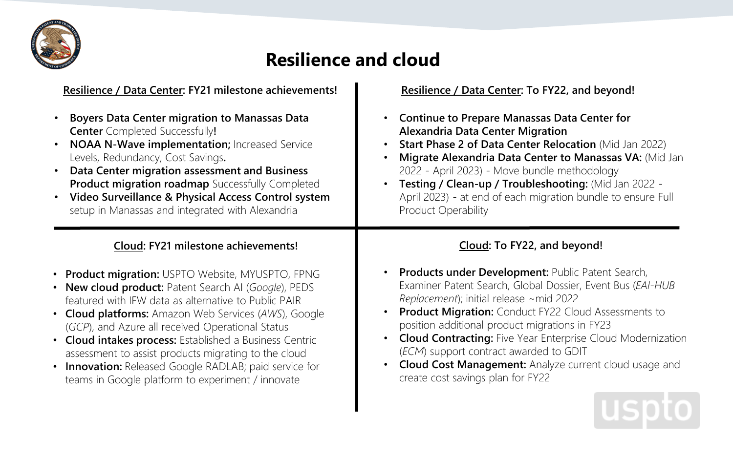# Resilience and cloud

## Resilience / Data Center: FY21 milestone achievements!

- **Boyers Data Center migration to Manassas Data Center** Completed Successfully**!**
- **NOAA N-Wave implementation;** Increased Service Levels, Redundancy, Cost Savings**.**
- **Data Center migration assessment and Business Product migration roadmap** Successfully Completed
- **Video Surveillance & Physical Access Control system** setup in Manassas and integrated with Alexandria

## Resilience / Data Center: To FY22, and beyond!

- **Continue to Prepare Manassas Data Center for Alexandria Data Center Migration**
- **Start Phase 2 of Data Center Relocation** (Mid Jan 2022)
- **Migrate Alexandria Data Center to Manassas VA:** (Mid Jan 2022 - April 2023) - Move bundle methodology
- **Testing / Clean-up / Troubleshooting:** (Mid Jan 2022 - April 2023) - at end of each migration bundle to ensure Full Product Operability

## Cloud: FY21 milestone achievements!

- **Product migration:** USPTO Website, MYUSPTO, FPNG
- **New cloud product:** Patent Search AI (*Google*), PEDS featured with IFW data as alternative to Public PAIR
- **Cloud platforms:** Amazon Web Services (*AWS*), Google (*GCP*), and Azure all received Operational Status
- **Cloud intakes process:** Established a Business Centric assessment to assist products migrating to the cloud
- **Innovation:** Released Google RADLAB; paid service for teams in Google platform to experiment / innovate

## Cloud: To FY22, and beyond!

- **Products under Development:** Public Patent Search, Examiner Patent Search, Global Dossier, Event Bus (*EAI-HUB Replacement*); initial release ~mid 2022
- **Product Migration:** Conduct FY22 Cloud Assessments to position additional product migrations in FY23
- **Cloud Contracting:** Five Year Enterprise Cloud Modernization (*ECM*) support contract awarded to GDIT
- **Cloud Cost Management:** Analyze current cloud usage and create cost savings plan for FY22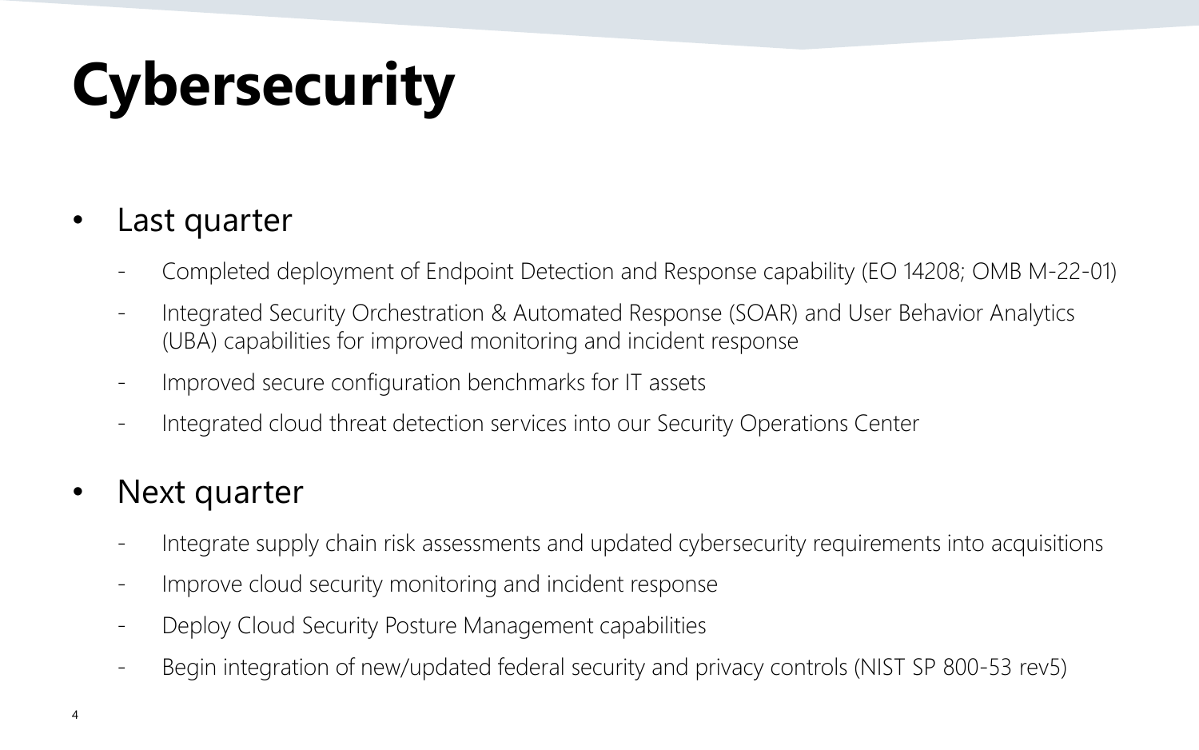# Cybersecurity

- Last quarter
  - Completed deployment of Endpoint Detection and Response capability (EO 14208; OMB M-22-01)
  - Integrated Security Orchestration & Automated Response (SOAR) and User Behavior Analytics (UBA) capabilities for improved monitoring and incident response
  - Improved secure configuration benchmarks for IT assets
  - Integrated cloud threat detection services into our Security Operations Center
- Next quarter
  - Integrate supply chain risk assessments and updated cybersecurity requirements into acquisitions
  - Improve cloud security monitoring and incident response
  - Deploy Cloud Security Posture Management capabilities
  - Begin integration of new/updated federal security and privacy controls (NIST SP 800-53 rev5)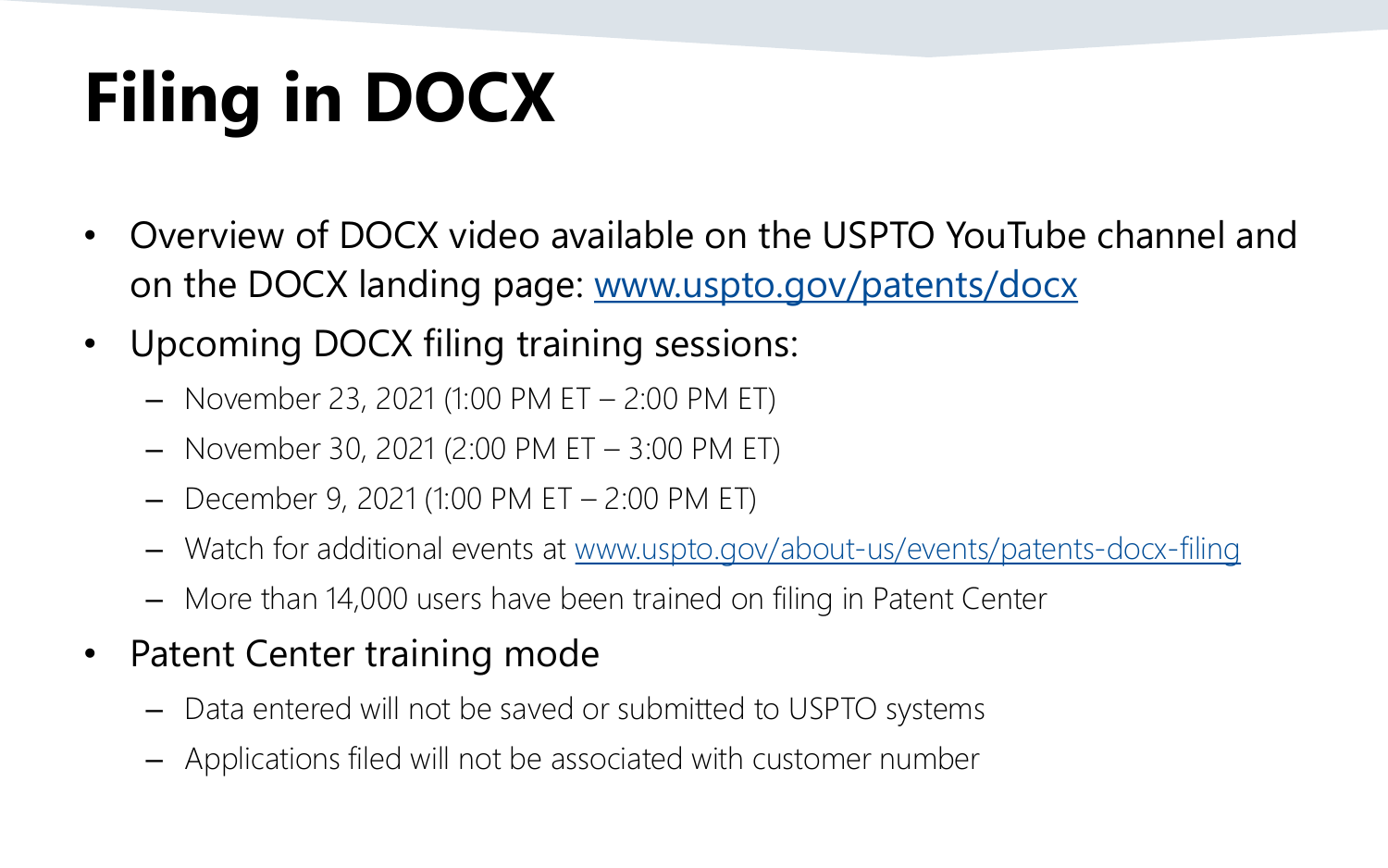# Filing in DOCX

- Overview of DOCX video available on the USPTO YouTube channel and on the DOCX landing page: [www.uspto.gov/patents/docx](www.uspto.gov/patents/docx)
- Upcoming DOCX filing training sessions:
  - November 23, 2021 (1:00 PM ET – 2:00 PM ET)
  - November 30, 2021 (2:00 PM ET – 3:00 PM ET)
  - December 9, 2021 (1:00 PM ET – 2:00 PM ET)
  - Watch for additional events at [www.uspto.gov/about-us/events/patents-docx-filing](www.uspto.gov/about-us/events/patents-docx-filing)
  - More than 14,000 users have been trained on filing in Patent Center
- Patent Center training mode
  - Data entered will not be saved or submitted to USPTO systems
  - Applications filed will not be associated with customer number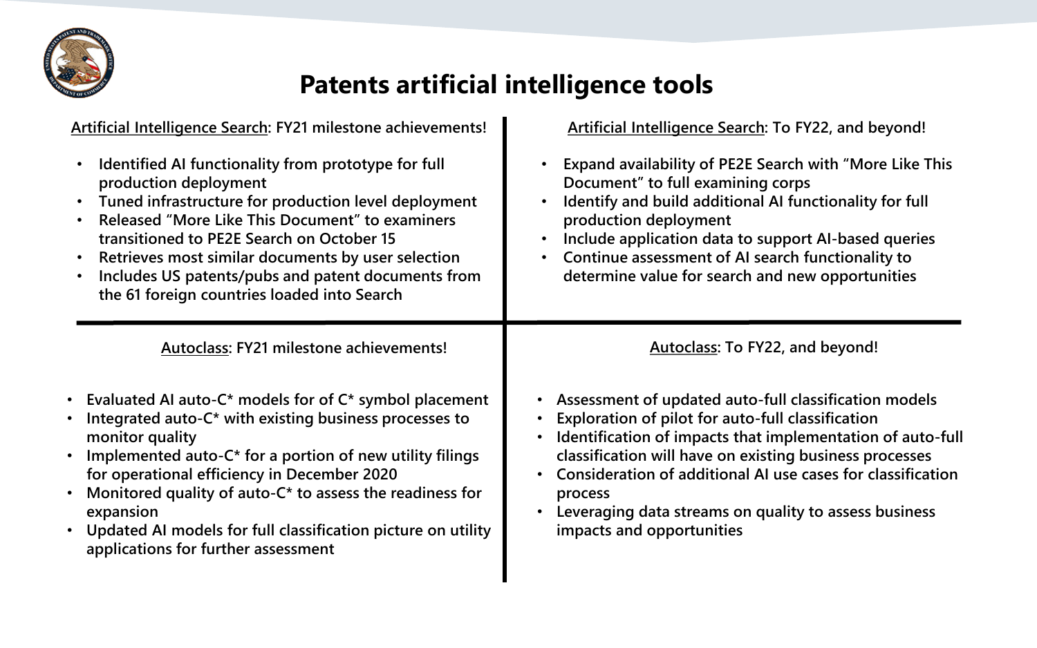# Patents artificial intelligence tools

## Artificial Intelligence Search: FY21 milestone achievements!

- Identified AI functionality from prototype for full production deployment
- Tuned infrastructure for production level deployment
- Released "More Like This Document" to examiners transitioned to PE2E Search on October 15
- Retrieves most similar documents by user selection
- Includes US patents/pubs and patent documents from the 61 foreign countries loaded into Search

## Artificial Intelligence Search: To FY22, and beyond!

- Expand availability of PE2E Search with "More Like This Document" to full examining corps
- Identify and build additional AI functionality for full production deployment
- Include application data to support AI-based queries
- Continue assessment of AI search functionality to determine value for search and new opportunities

## Autoclass: FY21 milestone achievements!

- Evaluated AI auto-C* models for of C* symbol placement
- Integrated auto-C* with existing business processes to monitor quality
- Implemented auto-C* for a portion of new utility filings for operational efficiency in December 2020
- Monitored quality of auto-C* to assess the readiness for expansion
- Updated AI models for full classification picture on utility applications for further assessment

## Autoclass: To FY22, and beyond!

- Assessment of updated auto-full classification models
- Exploration of pilot for auto-full classification
- Identification of impacts that implementation of auto-full classification will have on existing business processes
- Consideration of additional AI use cases for classification process
- Leveraging data streams on quality to assess business impacts and opportunities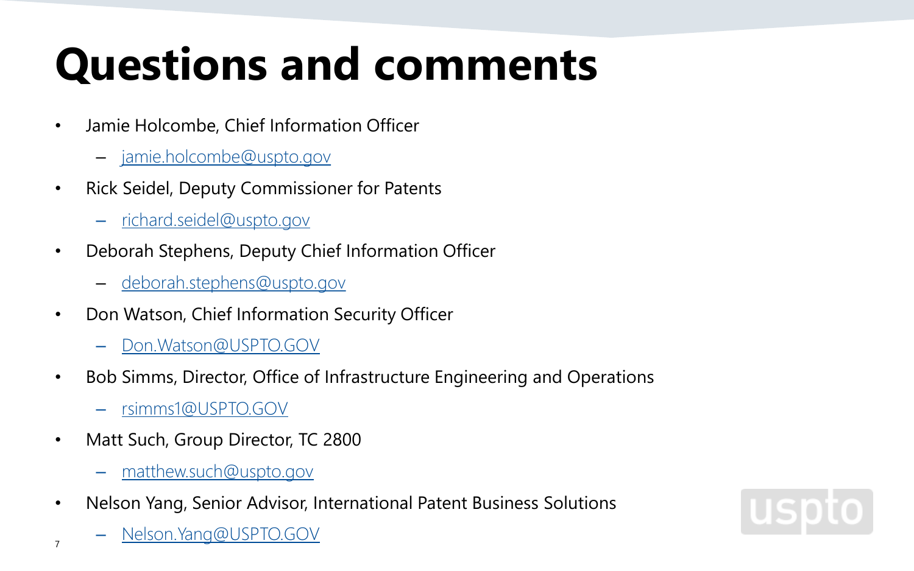# Questions and comments

- Jamie Holcombe, Chief Information Officer
  - jamie.holcombe@uspto.gov
- Rick Seidel, Deputy Commissioner for Patents
  - richard.seidel@uspto.gov
- Deborah Stephens, Deputy Chief Information Officer
  - deborah.stephens@uspto.gov
- Don Watson, Chief Information Security Officer
  - Don.Watson@USPTO.GOV
- Bob Simms, Director, Office of Infrastructure Engineering and Operations
  - rsimms1@USPTO.GOV
- Matt Such, Group Director, TC 2800
  - matthew.such@uspto.gov
- Nelson Yang, Senior Advisor, International Patent Business Solutions
  - Nelson.Yang@USPTO.GOV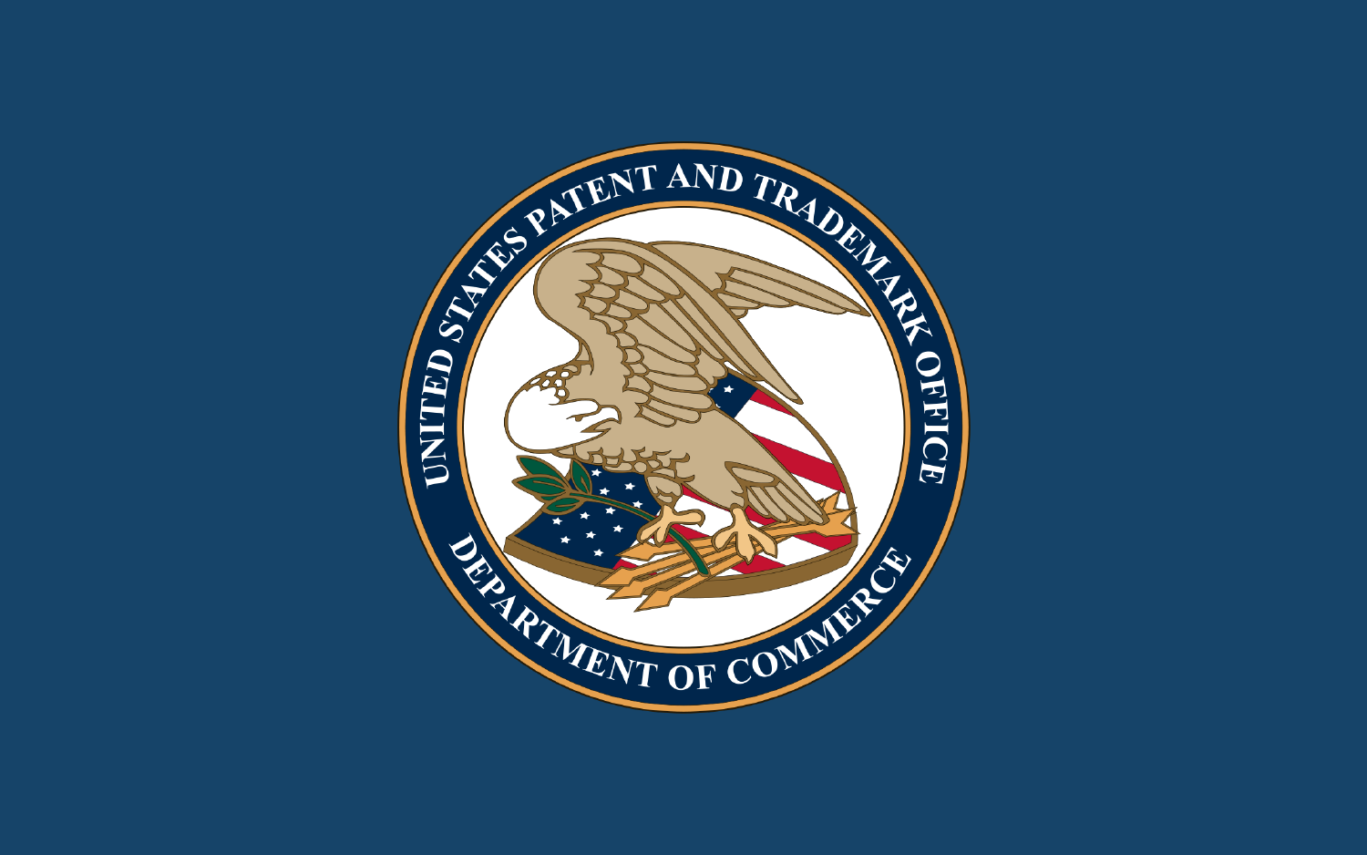UNITED STATES PATENT AND TRADEMARK OFFICE

DEPARTMENT OF COMMERCE